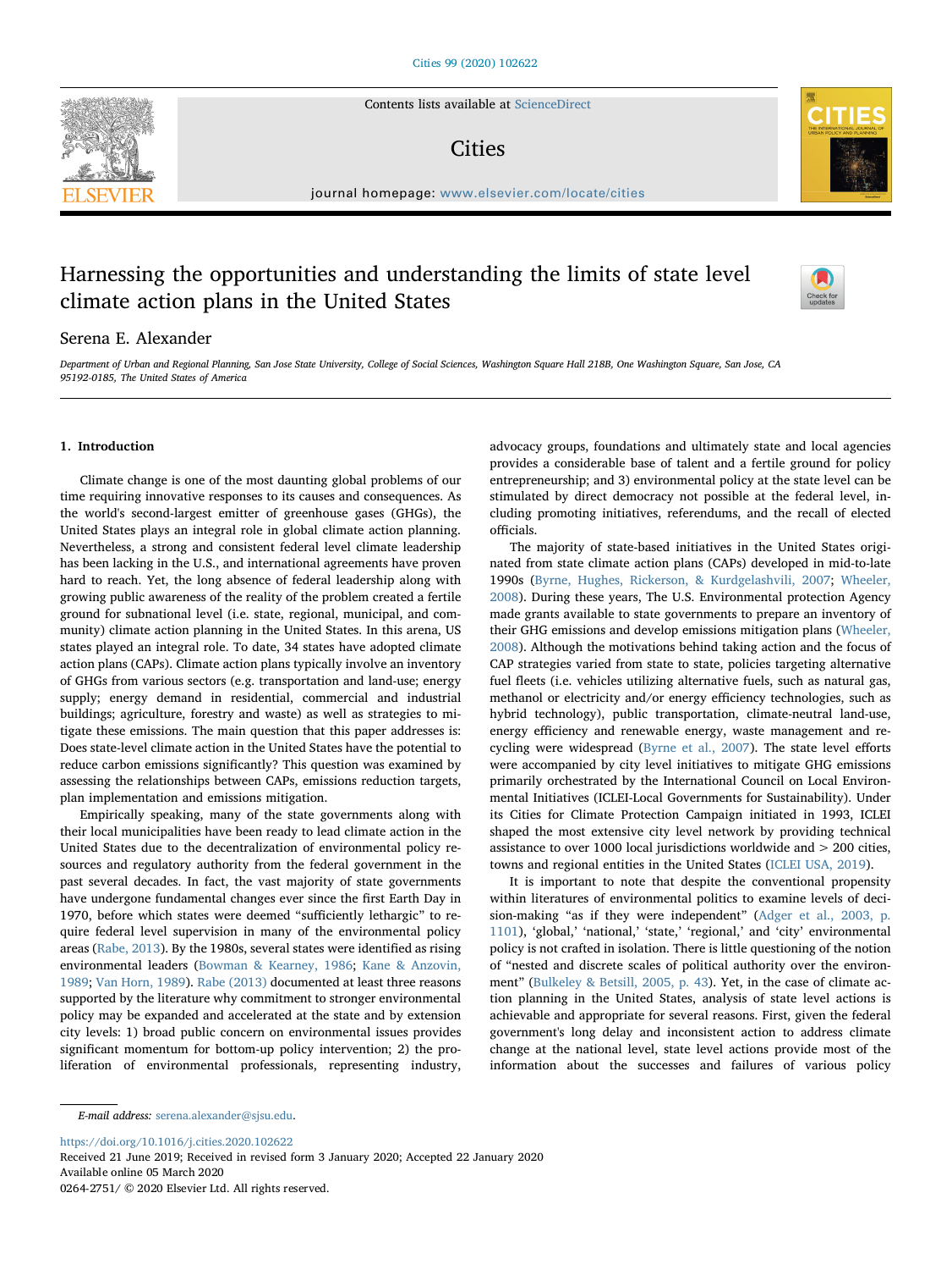# Harnessing the opportunities and understanding the limits of state level climate action plans in the United States

Serena E. Alexander

*Department of Urban and Regional Planning, San Jose State University, College of Social Sciences, Washington Square Hall 218B, One Washington Square, San Jose, CA 95192-0185, The United States of America*

## 1. Introduction

Climate change is one of the most daunting global problems of our time requiring innovative responses to its causes and consequences. As the world's second-largest emitter of greenhouse gases (GHGs), the United States plays an integral role in global climate action planning. Nevertheless, a strong and consistent federal level climate leadership has been lacking in the U.S., and international agreements have proven hard to reach. Yet, the long absence of federal leadership along with growing public awareness of the reality of the problem created a fertile ground for subnational level (i.e. state, regional, municipal, and community) climate action planning in the United States. In this arena, US states played an integral role. To date, 34 states have adopted climate action plans (CAPs). Climate action plans typically involve an inventory of GHGs from various sectors (e.g. transportation and land-use; energy supply; energy demand in residential, commercial and industrial buildings; agriculture, forestry and waste) as well as strategies to mitigate these emissions. The main question that this paper addresses is: Does state-level climate action in the United States have the potential to reduce carbon emissions significantly? This question was examined by assessing the relationships between CAPs, emissions reduction targets, plan implementation and emissions mitigation.

Empirically speaking, many of the state governments along with their local municipalities have been ready to lead climate action in the United States due to the decentralization of environmental policy resources and regulatory authority from the federal government in the past several decades. In fact, the vast majority of state governments have undergone fundamental changes ever since the first Earth Day in 1970, before which states were deemed "sufficiently lethargic" to require federal level supervision in many of the environmental policy areas (Rabe, 2013). By the 1980s, several states were identified as rising environmental leaders (Bowman & Kearney, 1986; Kane & Anzovin, 1989; Van Horn, 1989). Rabe (2013) documented at least three reasons supported by the literature why commitment to stronger environmental policy may be expanded and accelerated at the state and by extension city levels: 1) broad public concern on environmental issues provides significant momentum for bottom-up policy intervention; 2) the proliferation of environmental professionals, representing industry, advocacy groups, foundations and ultimately state and local agencies provides a considerable base of talent and a fertile ground for policy entrepreneurship; and 3) environmental policy at the state level can be stimulated by direct democracy not possible at the federal level, including promoting initiatives, referendums, and the recall of elected officials.

The majority of state-based initiatives in the United States originated from state climate action plans (CAPs) developed in mid-to-late 1990s (Byrne, Hughes, Rickerson, & Kurdgelashvili, 2007; Wheeler, 2008). During these years, The U.S. Environmental protection Agency made grants available to state governments to prepare an inventory of their GHG emissions and develop emissions mitigation plans (Wheeler, 2008). Although the motivations behind taking action and the focus of CAP strategies varied from state to state, policies targeting alternative fuel fleets (i.e. vehicles utilizing alternative fuels, such as natural gas, methanol or electricity and/or energy efficiency technologies, such as hybrid technology), public transportation, climate-neutral land-use, energy efficiency and renewable energy, waste management and recycling were widespread (Byrne et al., 2007). The state level efforts were accompanied by city level initiatives to mitigate GHG emissions primarily orchestrated by the International Council on Local Environmental Initiatives (ICLEI-Local Governments for Sustainability). Under its Cities for Climate Protection Campaign initiated in 1993, ICLEI shaped the most extensive city level network by providing technical assistance to over 1000 local jurisdictions worldwide and > 200 cities, towns and regional entities in the United States (ICLEI USA, 2019).

It is important to note that despite the conventional propensity within literatures of environmental politics to examine levels of decision-making "as if they were independent" (Adger et al., 2003, p. 1101), 'global,' 'national,' 'state,' 'regional,' and 'city' environmental policy is not crafted in isolation. There is little questioning of the notion of "nested and discrete scales of political authority over the environment" (Bulkeley & Betsill, 2005, p. 43). Yet, in the case of climate action planning in the United States, analysis of state level actions is achievable and appropriate for several reasons. First, given the federal government's long delay and inconsistent action to address climate change at the national level, state level actions provide most of the information about the successes and failures of various policy

*E-mail address:* serena.alexander@sjsu.edu.

https://doi.org/10.1016/j.cities.2020.102622
Received 21 June 2019; Received in revised form 3 January 2020; Accepted 22 January 2020
Available online 05 March 2020
0264-2751/ © 2020 Elsevier Ltd. All rights reserved.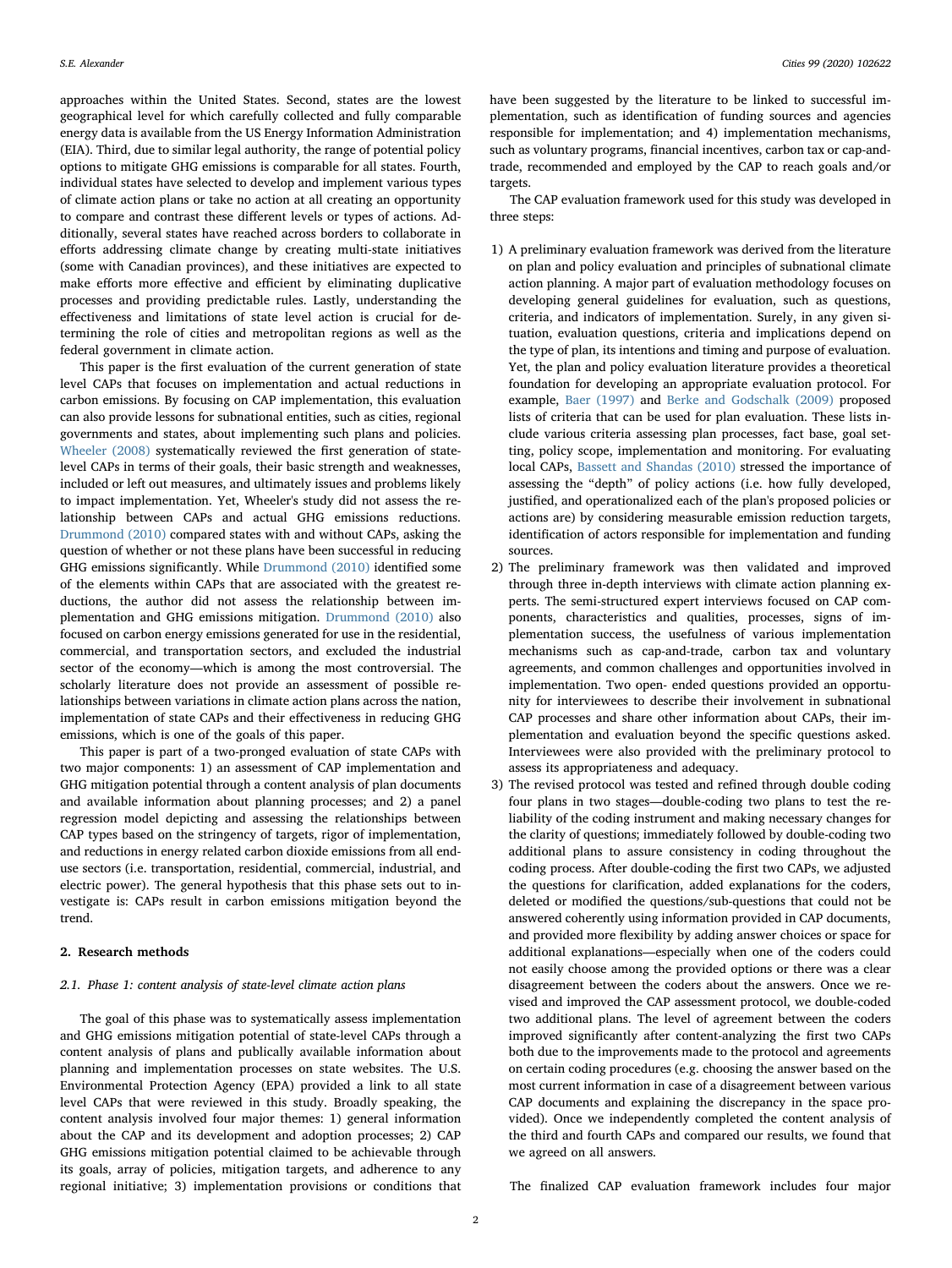approaches within the United States. Second, states are the lowest geographical level for which carefully collected and fully comparable energy data is available from the US Energy Information Administration (EIA). Third, due to similar legal authority, the range of potential policy options to mitigate GHG emissions is comparable for all states. Fourth, individual states have selected to develop and implement various types of climate action plans or take no action at all creating an opportunity to compare and contrast these different levels or types of actions. Additionally, several states have reached across borders to collaborate in efforts addressing climate change by creating multi-state initiatives (some with Canadian provinces), and these initiatives are expected to make efforts more effective and efficient by eliminating duplicative processes and providing predictable rules. Lastly, understanding the effectiveness and limitations of state level action is crucial for determining the role of cities and metropolitan regions as well as the federal government in climate action.

This paper is the first evaluation of the current generation of state level CAPs that focuses on implementation and actual reductions in carbon emissions. By focusing on CAP implementation, this evaluation can also provide lessons for subnational entities, such as cities, regional governments and states, about implementing such plans and policies. Wheeler (2008) systematically reviewed the first generation of state-level CAPs in terms of their goals, their basic strength and weaknesses, included or left out measures, and ultimately issues and problems likely to impact implementation. Yet, Wheeler's study did not assess the relationship between CAPs and actual GHG emissions reductions. Drummond (2010) compared states with and without CAPs, asking the question of whether or not these plans have been successful in reducing GHG emissions significantly. While Drummond (2010) identified some of the elements within CAPs that are associated with the greatest reductions, the author did not assess the relationship between implementation and GHG emissions mitigation. Drummond (2010) also focused on carbon energy emissions generated for use in the residential, commercial, and transportation sectors, and excluded the industrial sector of the economy—which is among the most controversial. The scholarly literature does not provide an assessment of possible relationships between variations in climate action plans across the nation, implementation of state CAPs and their effectiveness in reducing GHG emissions, which is one of the goals of this paper.

This paper is part of a two-pronged evaluation of state CAPs with two major components: 1) an assessment of CAP implementation and GHG mitigation potential through a content analysis of plan documents and available information about planning processes; and 2) a panel regression model depicting and assessing the relationships between CAP types based on the stringency of targets, rigor of implementation, and reductions in energy related carbon dioxide emissions from all end-use sectors (i.e. transportation, residential, commercial, industrial, and electric power). The general hypothesis that this phase sets out to investigate is: CAPs result in carbon emissions mitigation beyond the trend.

## 2. Research methods

### 2.1. Phase 1: content analysis of state-level climate action plans

The goal of this phase was to systematically assess implementation and GHG emissions mitigation potential of state-level CAPs through a content analysis of plans and publically available information about planning and implementation processes on state websites. The U.S. Environmental Protection Agency (EPA) provided a link to all state level CAPs that were reviewed in this study. Broadly speaking, the content analysis involved four major themes: 1) general information about the CAP and its development and adoption processes; 2) CAP GHG emissions mitigation potential claimed to be achievable through its goals, array of policies, mitigation targets, and adherence to any regional initiative; 3) implementation provisions or conditions that have been suggested by the literature to be linked to successful implementation, such as identification of funding sources and agencies responsible for implementation; and 4) implementation mechanisms, such as voluntary programs, financial incentives, carbon tax or cap-and-trade, recommended and employed by the CAP to reach goals and/or targets.

The CAP evaluation framework used for this study was developed in three steps:

1) A preliminary evaluation framework was derived from the literature on plan and policy evaluation and principles of subnational climate action planning. A major part of evaluation methodology focuses on developing general guidelines for evaluation, such as questions, criteria, and indicators of implementation. Surely, in any given situation, evaluation questions, criteria and implications depend on the type of plan, its intentions and timing and purpose of evaluation. Yet, the plan and policy evaluation literature provides a theoretical foundation for developing an appropriate evaluation protocol. For example, Baer (1997) and Berke and Godschalk (2009) proposed lists of criteria that can be used for plan evaluation. These lists include various criteria assessing plan processes, fact base, goal setting, policy scope, implementation and monitoring. For evaluating local CAPs, Bassett and Shandas (2010) stressed the importance of assessing the "depth" of policy actions (i.e. how fully developed, justified, and operationalized each of the plan's proposed policies or actions are) by considering measurable emission reduction targets, identification of actors responsible for implementation and funding sources.
2) The preliminary framework was then validated and improved through three in-depth interviews with climate action planning experts. The semi-structured expert interviews focused on CAP components, characteristics and qualities, processes, signs of implementation success, the usefulness of various implementation mechanisms such as cap-and-trade, carbon tax and voluntary agreements, and common challenges and opportunities involved in implementation. Two open- ended questions provided an opportunity for interviewees to describe their involvement in subnational CAP processes and share other information about CAPs, their implementation and evaluation beyond the specific questions asked. Interviewees were also provided with the preliminary protocol to assess its appropriateness and adequacy.
3) The revised protocol was tested and refined through double coding four plans in two stages—double-coding two plans to test the reliability of the coding instrument and making necessary changes for the clarity of questions; immediately followed by double-coding two additional plans to assure consistency in coding throughout the coding process. After double-coding the first two CAPs, we adjusted the questions for clarification, added explanations for the coders, deleted or modified the questions/sub-questions that could not be answered coherently using information provided in CAP documents, and provided more flexibility by adding answer choices or space for additional explanations—especially when one of the coders could not easily choose among the provided options or there was a clear disagreement between the coders about the answers. Once we revised and improved the CAP assessment protocol, we double-coded two additional plans. The level of agreement between the coders improved significantly after content-analyzing the first two CAPs both due to the improvements made to the protocol and agreements on certain coding procedures (e.g. choosing the answer based on the most current information in case of a disagreement between various CAP documents and explaining the discrepancy in the space provided). Once we independently completed the content analysis of the third and fourth CAPs and compared our results, we found that we agreed on all answers.

The finalized CAP evaluation framework includes four major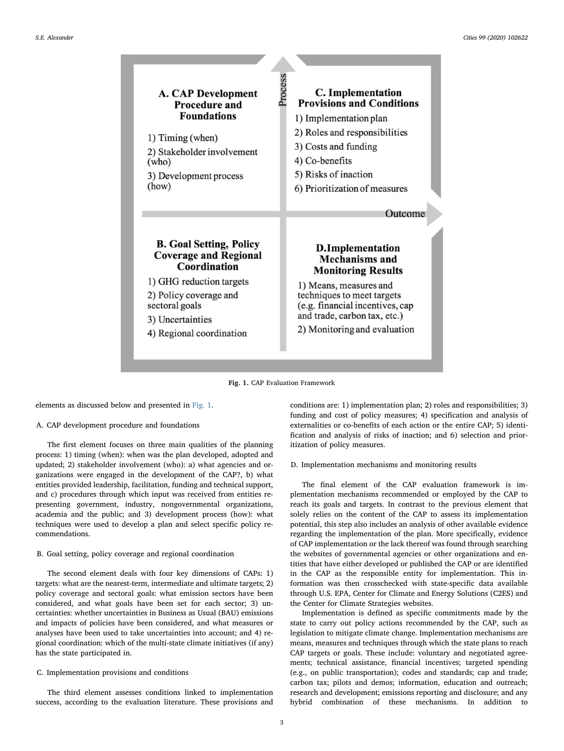**A. CAP Development Procedure and Foundations**

1) Timing (when)
2) Stakeholder involvement (who)
3) Development process (how)

**C. Implementation Provisions and Conditions**

1) Implementation plan
2) Roles and responsibilities
3) Costs and funding
4) Co-benefits
5) Risks of inaction
6) Prioritization of measures

**B. Goal Setting, Policy Coverage and Regional Coordination**

1) GHG reduction targets
2) Policy coverage and sectoral goals
3) Uncertainties
4) Regional coordination

**D. Implementation Mechanisms and Monitoring Results**

1) Means, measures and techniques to meet targets (e.g. financial incentives, cap and trade, carbon tax, etc.)
2) Monitoring and evaluation

Process

Outcome

**Fig. 1.** CAP Evaluation Framework

elements as discussed below and presented in Fig. 1.

A. CAP development procedure and foundations

The first element focuses on three main qualities of the planning process: 1) timing (when): when was the plan developed, adopted and updated; 2) stakeholder involvement (who): a) what agencies and organizations were engaged in the development of the CAP?, b) what entities provided leadership, facilitation, funding and technical support, and c) procedures through which input was received from entities representing government, industry, nongovernmental organizations, academia and the public; and 3) development process (how): what techniques were used to develop a plan and select specific policy recommendations.

B. Goal setting, policy coverage and regional coordination

The second element deals with four key dimensions of CAPs: 1) targets: what are the nearest-term, intermediate and ultimate targets; 2) policy coverage and sectoral goals: what emission sectors have been considered, and what goals have been set for each sector; 3) uncertainties: whether uncertainties in Business as Usual (BAU) emissions and impacts of policies have been considered, and what measures or analyses have been used to take uncertainties into account; and 4) regional coordination: which of the multi-state climate initiatives (if any) has the state participated in.

C. Implementation provisions and conditions

The third element assesses conditions linked to implementation success, according to the evaluation literature. These provisions and conditions are: 1) implementation plan; 2) roles and responsibilities; 3) funding and cost of policy measures; 4) specification and analysis of externalities or co-benefits of each action or the entire CAP; 5) identification and analysis of risks of inaction; and 6) selection and prioritization of policy measures.

D. Implementation mechanisms and monitoring results

The final element of the CAP evaluation framework is implementation mechanisms recommended or employed by the CAP to reach its goals and targets. In contrast to the previous element that solely relies on the content of the CAP to assess its implementation potential, this step also includes an analysis of other available evidence regarding the implementation of the plan. More specifically, evidence of CAP implementation or the lack thereof was found through searching the websites of governmental agencies or other organizations and entities that have either developed or published the CAP or are identified in the CAP as the responsible entity for implementation. This information was then crosschecked with state-specific data available through U.S. EPA, Center for Climate and Energy Solutions (C2ES) and the Center for Climate Strategies websites.

Implementation is defined as specific commitments made by the state to carry out policy actions recommended by the CAP, such as legislation to mitigate climate change. Implementation mechanisms are means, measures and techniques through which the state plans to reach CAP targets or goals. These include: voluntary and negotiated agreements; technical assistance, financial incentives; targeted spending (e.g., on public transportation); codes and standards; cap and trade; carbon tax; pilots and demos; information, education and outreach; research and development; emissions reporting and disclosure; and any hybrid combination of these mechanisms. In addition to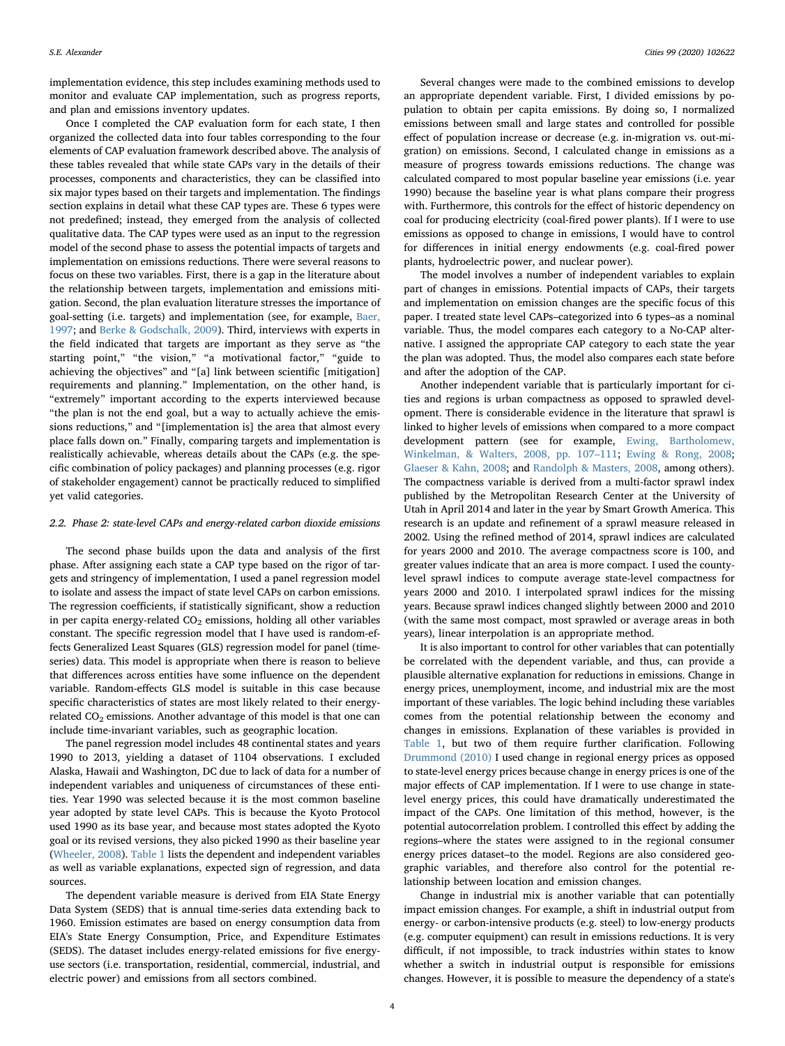implementation evidence, this step includes examining methods used to monitor and evaluate CAP implementation, such as progress reports, and plan and emissions inventory updates.

Once I completed the CAP evaluation form for each state, I then organized the collected data into four tables corresponding to the four elements of CAP evaluation framework described above. The analysis of these tables revealed that while state CAPs vary in the details of their processes, components and characteristics, they can be classified into six major types based on their targets and implementation. The findings section explains in detail what these CAP types are. These 6 types were not predefined; instead, they emerged from the analysis of collected qualitative data. The CAP types were used as an input to the regression model of the second phase to assess the potential impacts of targets and implementation on emissions reductions. There were several reasons to focus on these two variables. First, there is a gap in the literature about the relationship between targets, implementation and emissions mitigation. Second, the plan evaluation literature stresses the importance of goal-setting (i.e. targets) and implementation (see, for example, Baer, 1997; and Berke & Godschalk, 2009). Third, interviews with experts in the field indicated that targets are important as they serve as "the starting point," "the vision," "a motivational factor," "guide to achieving the objectives" and "[a] link between scientific [mitigation] requirements and planning." Implementation, on the other hand, is "extremely" important according to the experts interviewed because "the plan is not the end goal, but a way to actually achieve the emissions reductions," and "[implementation is] the area that almost every place falls down on." Finally, comparing targets and implementation is realistically achievable, whereas details about the CAPs (e.g. the specific combination of policy packages) and planning processes (e.g. rigor of stakeholder engagement) cannot be practically reduced to simplified yet valid categories.

### 2.2. Phase 2: state-level CAPs and energy-related carbon dioxide emissions

The second phase builds upon the data and analysis of the first phase. After assigning each state a CAP type based on the rigor of targets and stringency of implementation, I used a panel regression model to isolate and assess the impact of state level CAPs on carbon emissions. The regression coefficients, if statistically significant, show a reduction in per capita energy-related $CO_2$ emissions, holding all other variables constant. The specific regression model that I have used is random-effects Generalized Least Squares (GLS) regression model for panel (time-series) data. This model is appropriate when there is reason to believe that differences across entities have some influence on the dependent variable. Random-effects GLS model is suitable in this case because specific characteristics of states are most likely related to their energy-related $CO_2$ emissions. Another advantage of this model is that one can include time-invariant variables, such as geographic location.

The panel regression model includes 48 continental states and years 1990 to 2013, yielding a dataset of 1104 observations. I excluded Alaska, Hawaii and Washington, DC due to lack of data for a number of independent variables and uniqueness of circumstances of these entities. Year 1990 was selected because it is the most common baseline year adopted by state level CAPs. This is because the Kyoto Protocol used 1990 as its base year, and because most states adopted the Kyoto goal or its revised versions, they also picked 1990 as their baseline year (Wheeler, 2008). Table 1 lists the dependent and independent variables as well as variable explanations, expected sign of regression, and data sources.

The dependent variable measure is derived from EIA State Energy Data System (SEDS) that is annual time-series data extending back to 1960. Emission estimates are based on energy consumption data from EIA's State Energy Consumption, Price, and Expenditure Estimates (SEDS). The dataset includes energy-related emissions for five energy-use sectors (i.e. transportation, residential, commercial, industrial, and electric power) and emissions from all sectors combined.

Several changes were made to the combined emissions to develop an appropriate dependent variable. First, I divided emissions by population to obtain per capita emissions. By doing so, I normalized emissions between small and large states and controlled for possible effect of population increase or decrease (e.g. in-migration vs. out-migration) on emissions. Second, I calculated change in emissions as a measure of progress towards emissions reductions. The change was calculated compared to most popular baseline year emissions (i.e. year 1990) because the baseline year is what plans compare their progress with. Furthermore, this controls for the effect of historic dependency on coal for producing electricity (coal-fired power plants). If I were to use emissions as opposed to change in emissions, I would have to control for differences in initial energy endowments (e.g. coal-fired power plants, hydroelectric power, and nuclear power).

The model involves a number of independent variables to explain part of changes in emissions. Potential impacts of CAPs, their targets and implementation on emission changes are the specific focus of this paper. I treated state level CAPs–categorized into 6 types–as a nominal variable. Thus, the model compares each category to a No-CAP alternative. I assigned the appropriate CAP category to each state the year the plan was adopted. Thus, the model also compares each state before and after the adoption of the CAP.

Another independent variable that is particularly important for cities and regions is urban compactness as opposed to sprawled development. There is considerable evidence in the literature that sprawl is linked to higher levels of emissions when compared to a more compact development pattern (see for example, Ewing, Bartholomew, Winkelman, & Walters, 2008, pp. 107–111; Ewing & Rong, 2008; Glaeser & Kahn, 2008; and Randolph & Masters, 2008, among others). The compactness variable is derived from a multi-factor sprawl index published by the Metropolitan Research Center at the University of Utah in April 2014 and later in the year by Smart Growth America. This research is an update and refinement of a sprawl measure released in 2002. Using the refined method of 2014, sprawl indices are calculated for years 2000 and 2010. The average compactness score is 100, and greater values indicate that an area is more compact. I used the county-level sprawl indices to compute average state-level compactness for years 2000 and 2010. I interpolated sprawl indices for the missing years. Because sprawl indices changed slightly between 2000 and 2010 (with the same most compact, most sprawled or average areas in both years), linear interpolation is an appropriate method.

It is also important to control for other variables that can potentially be correlated with the dependent variable, and thus, can provide a plausible alternative explanation for reductions in emissions. Change in energy prices, unemployment, income, and industrial mix are the most important of these variables. The logic behind including these variables comes from the potential relationship between the economy and changes in emissions. Explanation of these variables is provided in Table 1, but two of them require further clarification. Following Drummond (2010) I used change in regional energy prices as opposed to state-level energy prices because change in energy prices is one of the major effects of CAP implementation. If I were to use change in state-level energy prices, this could have dramatically underestimated the impact of the CAPs. One limitation of this method, however, is the potential autocorrelation problem. I controlled this effect by adding the regions–where the states were assigned to in the regional consumer energy prices dataset–to the model. Regions are also considered geographic variables, and therefore also control for the potential relationship between location and emission changes.

Change in industrial mix is another variable that can potentially impact emission changes. For example, a shift in industrial output from energy- or carbon-intensive products (e.g. steel) to low-energy products (e.g. computer equipment) can result in emissions reductions. It is very difficult, if not impossible, to track industries within states to know whether a switch in industrial output is responsible for emissions changes. However, it is possible to measure the dependency of a state's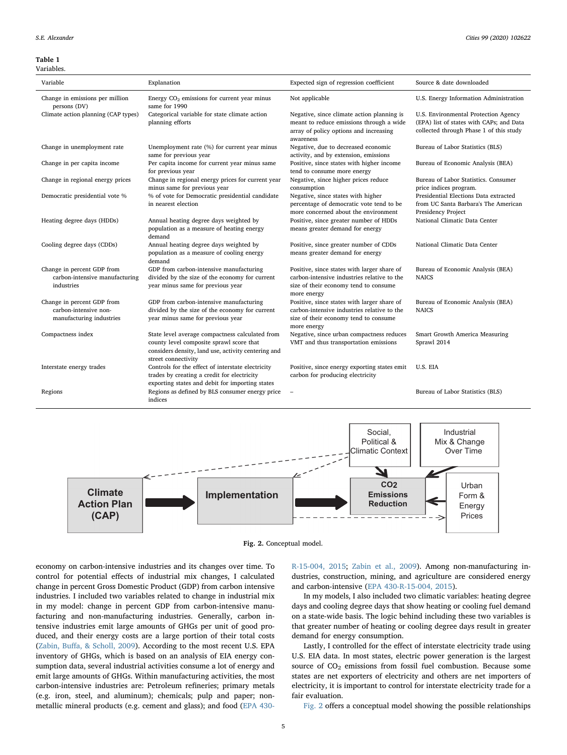**Table 1**
Variables.

| Variable | Explanation | Expected sign of regression coefficient | Source & date downloaded |
|---|---|---|---|
| Change in emissions per million persons (DV) | Energy $CO_2$ emissions for current year minus same for 1990 | Not applicable | U.S. Energy Information Administration |
| Climate action planning (CAP types) | Categorical variable for state climate action planning efforts | Negative, since climate action planning is meant to reduce emissions through a wide array of policy options and increasing awareness | U.S. Environmental Protection Agency (EPA) list of states with CAPs; and Data collected through Phase 1 of this study |
| Change in unemployment rate | Unemployment rate (%) for current year minus same for previous year | Negative, due to decreased economic activity, and by extension, emissions | Bureau of Labor Statistics (BLS) |
| Change in per capita income | Per capita income for current year minus same for previous year | Positive, since states with higher income tend to consume more energy | Bureau of Economic Analysis (BEA) |
| Change in regional energy prices | Change in regional energy prices for current year minus same for previous year | Negative, since higher prices reduce consumption | Bureau of Labor Statistics. Consumer price indices program. |
| Democratic presidential vote % | % of vote for Democratic presidential candidate in nearest election | Negative, since states with higher percentage of democratic vote tend to be more concerned about the environment | Presidential Elections Data extracted from UC Santa Barbara's The American Presidency Project |
| Heating degree days (HDDs) | Annual heating degree days weighted by population as a measure of heating energy demand | Positive, since greater number of HDDs means greater demand for energy | National Climatic Data Center |
| Cooling degree days (CDDs) | Annual heating degree days weighted by population as a measure of cooling energy demand | Positive, since greater number of CDDs means greater demand for energy | National Climatic Data Center |
| Change in percent GDP from carbon-intensive manufacturing industries | GDP from carbon-intensive manufacturing divided by the size of the economy for current year minus same for previous year | Positive, since states with larger share of carbon-intensive industries relative to the size of their economy tend to consume more energy | Bureau of Economic Analysis (BEA) NAICS |
| Change in percent GDP from carbon-intensive non-manufacturing industries | GDP from carbon-intensive manufacturing divided by the size of the economy for current year minus same for previous year | Positive, since states with larger share of carbon-intensive industries relative to the size of their economy tend to consume more energy | Bureau of Economic Analysis (BEA) NAICS |
| Compactness index | State level average compactness calculated from county level composite sprawl score that considers density, land use, activity centering and street connectivity | Negative, since urban compactness reduces VMT and thus transportation emissions | Smart Growth America Measuring Sprawl 2014 |
| Interstate energy trades | Controls for the effect of interstate electricity trades by creating a credit for electricity exporting states and debit for importing states | Positive, since energy exporting states emit carbon for producing electricity | U.S. EIA |
| Regions | Regions as defined by BLS consumer energy price indices | – | Bureau of Labor Statistics (BLS) |

**Fig. 2.** Conceptual model.

economy on carbon-intensive industries and its changes over time. To control for potential effects of industrial mix changes, I calculated change in percent Gross Domestic Product (GDP) from carbon intensive industries. I included two variables related to change in industrial mix in my model: change in percent GDP from carbon-intensive manufacturing and non-manufacturing industries. Generally, carbon intensive industries emit large amounts of GHGs per unit of good produced, and their energy costs are a large portion of their total costs (Zabin, Buffa, & Scholl, 2009). According to the most recent U.S. EPA inventory of GHGs, which is based on an analysis of EIA energy consumption data, several industrial activities consume a lot of energy and emit large amounts of GHGs. Within manufacturing activities, the most carbon-intensive industries are: Petroleum refineries; primary metals (e.g. iron, steel, and aluminum); chemicals; pulp and paper; non-metallic mineral products (e.g. cement and glass); and food (EPA 430-R-15-004, 2015; Zabin et al., 2009). Among non-manufacturing industries, construction, mining, and agriculture are considered energy and carbon-intensive (EPA 430-R-15-004, 2015).

In my models, I also included two climatic variables: heating degree days and cooling degree days that show heating or cooling fuel demand on a state-wide basis. The logic behind including these two variables is that greater number of heating or cooling degree days result in greater demand for energy consumption.

Lastly, I controlled for the effect of interstate electricity trade using U.S. EIA data. In most states, electric power generation is the largest source of $CO_2$ emissions from fossil fuel combustion. Because some states are net exporters of electricity and others are net importers of electricity, it is important to control for interstate electricity trade for a fair evaluation.

Fig. 2 offers a conceptual model showing the possible relationships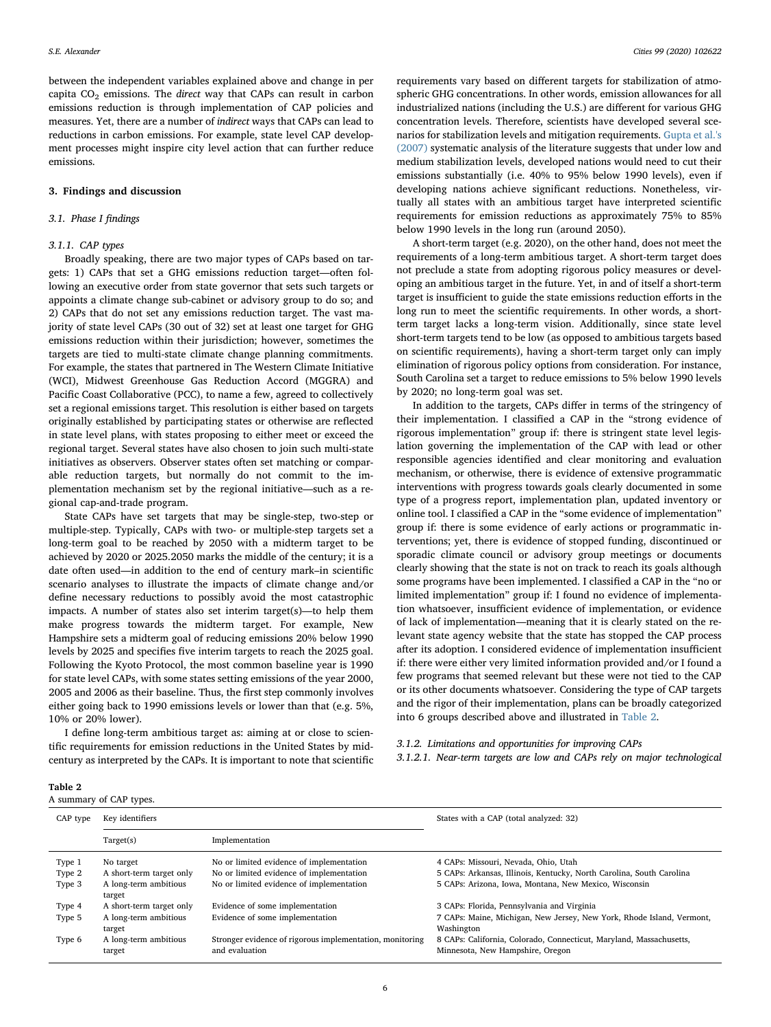between the independent variables explained above and change in per capita $CO_2$ emissions. The *direct* way that CAPs can result in carbon emissions reduction is through implementation of CAP policies and measures. Yet, there are a number of *indirect* ways that CAPs can lead to reductions in carbon emissions. For example, state level CAP development processes might inspire city level action that can further reduce emissions.

## 3. Findings and discussion

### 3.1. Phase I findings

#### 3.1.1. CAP types

Broadly speaking, there are two major types of CAPs based on targets: 1) CAPs that set a GHG emissions reduction target—often following an executive order from state governor that sets such targets or appoints a climate change sub-cabinet or advisory group to do so; and 2) CAPs that do not set any emissions reduction target. The vast majority of state level CAPs (30 out of 32) set at least one target for GHG emissions reduction within their jurisdiction; however, sometimes the targets are tied to multi-state climate change planning commitments. For example, the states that partnered in The Western Climate Initiative (WCI), Midwest Greenhouse Gas Reduction Accord (MGGRA) and Pacific Coast Collaborative (PCC), to name a few, agreed to collectively set a regional emissions target. This resolution is either based on targets originally established by participating states or otherwise are reflected in state level plans, with states proposing to either meet or exceed the regional target. Several states have also chosen to join such multi-state initiatives as observers. Observer states often set matching or comparable reduction targets, but normally do not commit to the implementation mechanism set by the regional initiative—such as a regional cap-and-trade program.

State CAPs have set targets that may be single-step, two-step or multiple-step. Typically, CAPs with two- or multiple-step targets set a long-term goal to be reached by 2050 with a midterm target to be achieved by 2020 or 2025.2050 marks the middle of the century; it is a date often used—in addition to the end of century mark–in scientific scenario analyses to illustrate the impacts of climate change and/or define necessary reductions to possibly avoid the most catastrophic impacts. A number of states also set interim target(s)—to help them make progress towards the midterm target. For example, New Hampshire sets a midterm goal of reducing emissions 20% below 1990 levels by 2025 and specifies five interim targets to reach the 2025 goal. Following the Kyoto Protocol, the most common baseline year is 1990 for state level CAPs, with some states setting emissions of the year 2000, 2005 and 2006 as their baseline. Thus, the first step commonly involves either going back to 1990 emissions levels or lower than that (e.g. 5%, 10% or 20% lower).

I define long-term ambitious target as: aiming at or close to scientific requirements for emission reductions in the United States by mid-century as interpreted by the CAPs. It is important to note that scientific requirements vary based on different targets for stabilization of atmospheric GHG concentrations. In other words, emission allowances for all industrialized nations (including the U.S.) are different for various GHG concentration levels. Therefore, scientists have developed several scenarios for stabilization levels and mitigation requirements. Gupta et al.'s (2007) systematic analysis of the literature suggests that under low and medium stabilization levels, developed nations would need to cut their emissions substantially (i.e. 40% to 95% below 1990 levels), even if developing nations achieve significant reductions. Nonetheless, virtually all states with an ambitious target have interpreted scientific requirements for emission reductions as approximately 75% to 85% below 1990 levels in the long run (around 2050).

A short-term target (e.g. 2020), on the other hand, does not meet the requirements of a long-term ambitious target. A short-term target does not preclude a state from adopting rigorous policy measures or developing an ambitious target in the future. Yet, in and of itself a short-term target is insufficient to guide the state emissions reduction efforts in the long run to meet the scientific requirements. In other words, a short-term target lacks a long-term vision. Additionally, since state level short-term targets tend to be low (as opposed to ambitious targets based on scientific requirements), having a short-term target only can imply elimination of rigorous policy options from consideration. For instance, South Carolina set a target to reduce emissions to 5% below 1990 levels by 2020; no long-term goal was set.

In addition to the targets, CAPs differ in terms of the stringency of their implementation. I classified a CAP in the "strong evidence of rigorous implementation" group if: there is stringent state level legislation governing the implementation of the CAP with lead or other responsible agencies identified and clear monitoring and evaluation mechanism, or otherwise, there is evidence of extensive programmatic interventions with progress towards goals clearly documented in some type of a progress report, implementation plan, updated inventory or online tool. I classified a CAP in the "some evidence of implementation" group if: there is some evidence of early actions or programmatic interventions; yet, there is evidence of stopped funding, discontinued or sporadic climate council or advisory group meetings or documents clearly showing that the state is not on track to reach its goals although some programs have been implemented. I classified a CAP in the "no or limited implementation" group if: I found no evidence of implementation whatsoever, insufficient evidence of implementation, or evidence of lack of implementation—meaning that it is clearly stated on the relevant state agency website that the state has stopped the CAP process after its adoption. I considered evidence of implementation insufficient if: there were either very limited information provided and/or I found a few programs that seemed relevant but these were not tied to the CAP or its other documents whatsoever. Considering the type of CAP targets and the rigor of their implementation, plans can be broadly categorized into 6 groups described above and illustrated in Table 2.

#### 3.1.2. Limitations and opportunities for improving CAPs

##### 3.1.2.1. Near-term targets are low and CAPs rely on major technological

**Table 2**
A summary of CAP types.

| CAP type | Key identifiers | | States with a CAP (total analyzed: 32) |
|---|---|---|---|
| | Target(s) | Implementation | |
| Type 1 | No target | No or limited evidence of implementation | 4 CAPs: Missouri, Nevada, Ohio, Utah |
| Type 2 | A short-term target only | No or limited evidence of implementation | 5 CAPs: Arkansas, Illinois, Kentucky, North Carolina, South Carolina |
| Type 3 | A long-term ambitious target | No or limited evidence of implementation | 5 CAPs: Arizona, Iowa, Montana, New Mexico, Wisconsin |
| Type 4 | A short-term target only | Evidence of some implementation | 3 CAPs: Florida, Pennsylvania and Virginia |
| Type 5 | A long-term ambitious target | Evidence of some implementation | 7 CAPs: Maine, Michigan, New Jersey, New York, Rhode Island, Vermont, Washington |
| Type 6 | A long-term ambitious target | Stronger evidence of rigorous implementation, monitoring and evaluation | 8 CAPs: California, Colorado, Connecticut, Maryland, Massachusetts, Minnesota, New Hampshire, Oregon |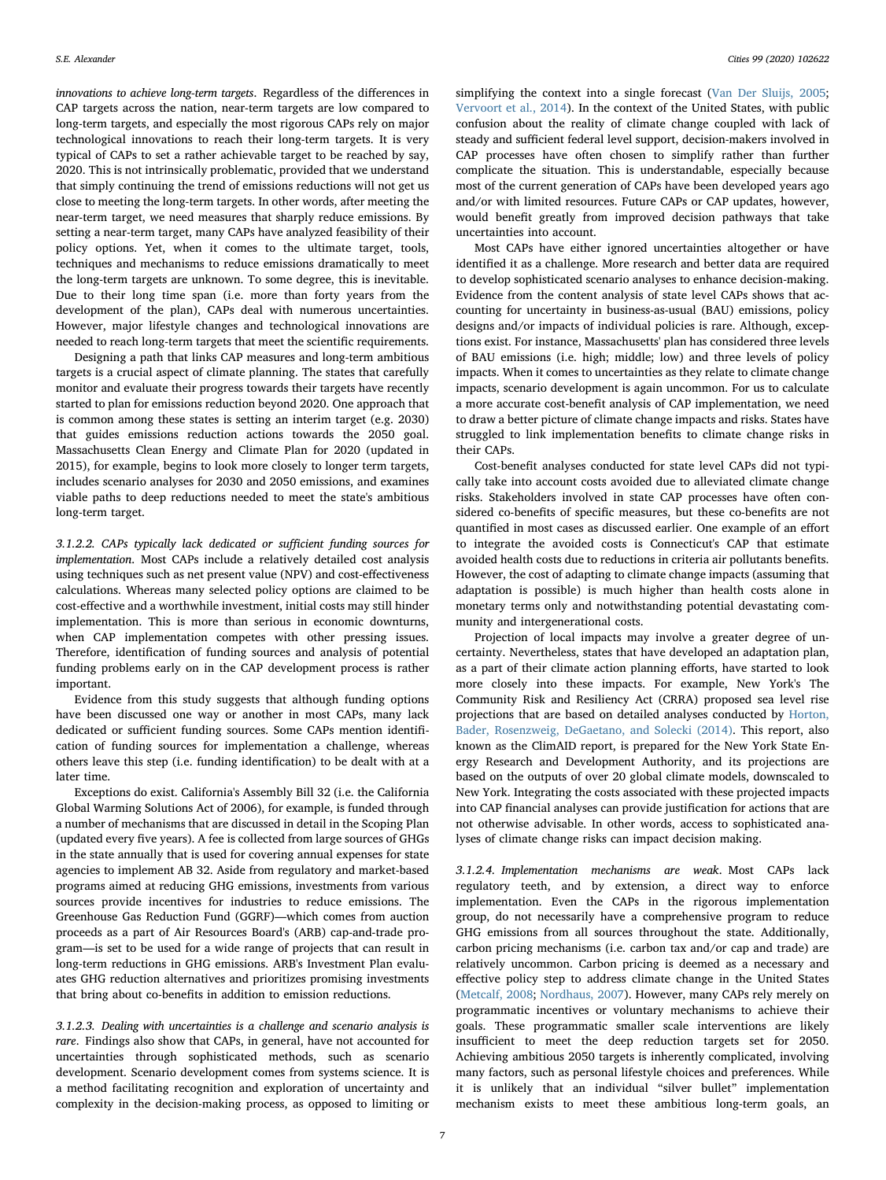*innovations to achieve long-term targets*. Regardless of the differences in CAP targets across the nation, near-term targets are low compared to long-term targets, and especially the most rigorous CAPs rely on major technological innovations to reach their long-term targets. It is very typical of CAPs to set a rather achievable target to be reached by say, 2020. This is not intrinsically problematic, provided that we understand that simply continuing the trend of emissions reductions will not get us close to meeting the long-term targets. In other words, after meeting the near-term target, we need measures that sharply reduce emissions. By setting a near-term target, many CAPs have analyzed feasibility of their policy options. Yet, when it comes to the ultimate target, tools, techniques and mechanisms to reduce emissions dramatically to meet the long-term targets are unknown. To some degree, this is inevitable. Due to their long time span (i.e. more than forty years from the development of the plan), CAPs deal with numerous uncertainties. However, major lifestyle changes and technological innovations are needed to reach long-term targets that meet the scientific requirements.

Designing a path that links CAP measures and long-term ambitious targets is a crucial aspect of climate planning. The states that carefully monitor and evaluate their progress towards their targets have recently started to plan for emissions reduction beyond 2020. One approach that is common among these states is setting an interim target (e.g. 2030) that guides emissions reduction actions towards the 2050 goal. Massachusetts Clean Energy and Climate Plan for 2020 (updated in 2015), for example, begins to look more closely to longer term targets, includes scenario analyses for 2030 and 2050 emissions, and examines viable paths to deep reductions needed to meet the state's ambitious long-term target.

*3.1.2.2. CAPs typically lack dedicated or sufficient funding sources for implementation*. Most CAPs include a relatively detailed cost analysis using techniques such as net present value (NPV) and cost-effectiveness calculations. Whereas many selected policy options are claimed to be cost-effective and a worthwhile investment, initial costs may still hinder implementation. This is more than serious in economic downturns, when CAP implementation competes with other pressing issues. Therefore, identification of funding sources and analysis of potential funding problems early on in the CAP development process is rather important.

Evidence from this study suggests that although funding options have been discussed one way or another in most CAPs, many lack dedicated or sufficient funding sources. Some CAPs mention identification of funding sources for implementation a challenge, whereas others leave this step (i.e. funding identification) to be dealt with at a later time.

Exceptions do exist. California's Assembly Bill 32 (i.e. the California Global Warming Solutions Act of 2006), for example, is funded through a number of mechanisms that are discussed in detail in the Scoping Plan (updated every five years). A fee is collected from large sources of GHGs in the state annually that is used for covering annual expenses for state agencies to implement AB 32. Aside from regulatory and market-based programs aimed at reducing GHG emissions, investments from various sources provide incentives for industries to reduce emissions. The Greenhouse Gas Reduction Fund (GGRF)—which comes from auction proceeds as a part of Air Resources Board's (ARB) cap-and-trade program—is set to be used for a wide range of projects that can result in long-term reductions in GHG emissions. ARB's Investment Plan evaluates GHG reduction alternatives and prioritizes promising investments that bring about co-benefits in addition to emission reductions.

*3.1.2.3. Dealing with uncertainties is a challenge and scenario analysis is rare*. Findings also show that CAPs, in general, have not accounted for uncertainties through sophisticated methods, such as scenario development. Scenario development comes from systems science. It is a method facilitating recognition and exploration of uncertainty and complexity in the decision-making process, as opposed to limiting or simplifying the context into a single forecast (Van Der Sluijs, 2005; Vervoort et al., 2014). In the context of the United States, with public confusion about the reality of climate change coupled with lack of steady and sufficient federal level support, decision-makers involved in CAP processes have often chosen to simplify rather than further complicate the situation. This is understandable, especially because most of the current generation of CAPs have been developed years ago and/or with limited resources. Future CAPs or CAP updates, however, would benefit greatly from improved decision pathways that take uncertainties into account.

Most CAPs have either ignored uncertainties altogether or have identified it as a challenge. More research and better data are required to develop sophisticated scenario analyses to enhance decision-making. Evidence from the content analysis of state level CAPs shows that accounting for uncertainty in business-as-usual (BAU) emissions, policy designs and/or impacts of individual policies is rare. Although, exceptions exist. For instance, Massachusetts' plan has considered three levels of BAU emissions (i.e. high; middle; low) and three levels of policy impacts. When it comes to uncertainties as they relate to climate change impacts, scenario development is again uncommon. For us to calculate a more accurate cost-benefit analysis of CAP implementation, we need to draw a better picture of climate change impacts and risks. States have struggled to link implementation benefits to climate change risks in their CAPs.

Cost-benefit analyses conducted for state level CAPs did not typically take into account costs avoided due to alleviated climate change risks. Stakeholders involved in state CAP processes have often considered co-benefits of specific measures, but these co-benefits are not quantified in most cases as discussed earlier. One example of an effort to integrate the avoided costs is Connecticut's CAP that estimate avoided health costs due to reductions in criteria air pollutants benefits. However, the cost of adapting to climate change impacts (assuming that adaptation is possible) is much higher than health costs alone in monetary terms only and notwithstanding potential devastating community and intergenerational costs.

Projection of local impacts may involve a greater degree of uncertainty. Nevertheless, states that have developed an adaptation plan, as a part of their climate action planning efforts, have started to look more closely into these impacts. For example, New York's The Community Risk and Resiliency Act (CRRA) proposed sea level rise projections that are based on detailed analyses conducted by Horton, Bader, Rosenzweig, DeGaetano, and Solecki (2014). This report, also known as the ClimAID report, is prepared for the New York State Energy Research and Development Authority, and its projections are based on the outputs of over 20 global climate models, downscaled to New York. Integrating the costs associated with these projected impacts into CAP financial analyses can provide justification for actions that are not otherwise advisable. In other words, access to sophisticated analyses of climate change risks can impact decision making.

*3.1.2.4. Implementation mechanisms are weak*. Most CAPs lack regulatory teeth, and by extension, a direct way to enforce implementation. Even the CAPs in the rigorous implementation group, do not necessarily have a comprehensive program to reduce GHG emissions from all sources throughout the state. Additionally, carbon pricing mechanisms (i.e. carbon tax and/or cap and trade) are relatively uncommon. Carbon pricing is deemed as a necessary and effective policy step to address climate change in the United States (Metcalf, 2008; Nordhaus, 2007). However, many CAPs rely merely on programmatic incentives or voluntary mechanisms to achieve their goals. These programmatic smaller scale interventions are likely insufficient to meet the deep reduction targets set for 2050. Achieving ambitious 2050 targets is inherently complicated, involving many factors, such as personal lifestyle choices and preferences. While it is unlikely that an individual "silver bullet" implementation mechanism exists to meet these ambitious long-term goals, an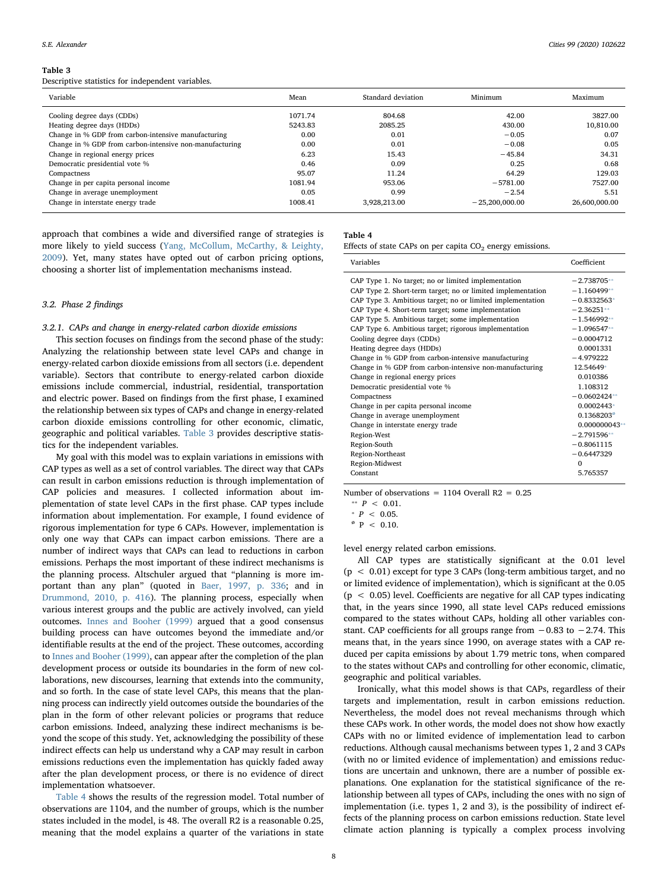**Table 3**
Descriptive statistics for independent variables.

| Variable | Mean | Standard deviation | Minimum | Maximum |
|---|---|---|---|---|
| Cooling degree days (CDDs) | 1071.74 | 804.68 | 42.00 | 3827.00 |
| Heating degree days (HDDs) | 5243.83 | 2085.25 | 430.00 | 10,810.00 |
| Change in % GDP from carbon-intensive manufacturing | 0.00 | 0.01 | −0.05 | 0.07 |
| Change in % GDP from carbon-intensive non-manufacturing | 0.00 | 0.01 | −0.08 | 0.05 |
| Change in regional energy prices | 6.23 | 15.43 | −45.84 | 34.31 |
| Democratic presidential vote % | 0.46 | 0.09 | 0.25 | 0.68 |
| Compactness | 95.07 | 11.24 | 64.29 | 129.03 |
| Change in per capita personal income | 1081.94 | 953.06 | −5781.00 | 7527.00 |
| Change in average unemployment | 0.05 | 0.99 | −2.54 | 5.51 |
| Change in interstate energy trade | 1008.41 | 3,928,213.00 | −25,200,000.00 | 26,600,000.00 |

approach that combines a wide and diversified range of strategies is more likely to yield success (Yang, McCollum, McCarthy, & Leighty, 2009). Yet, many states have opted out of carbon pricing options, choosing a shorter list of implementation mechanisms instead.

### 3.2. Phase 2 findings

#### 3.2.1. CAPs and change in energy-related carbon dioxide emissions

This section focuses on findings from the second phase of the study: Analyzing the relationship between state level CAPs and change in energy-related carbon dioxide emissions from all sectors (i.e. dependent variable). Sectors that contribute to energy-related carbon dioxide emissions include commercial, industrial, residential, transportation and electric power. Based on findings from the first phase, I examined the relationship between six types of CAPs and change in energy-related carbon dioxide emissions controlling for other economic, climatic, geographic and political variables. Table 3 provides descriptive statistics for the independent variables.

My goal with this model was to explain variations in emissions with CAP types as well as a set of control variables. The direct way that CAPs can result in carbon emissions reduction is through implementation of CAP policies and measures. I collected information about implementation of state level CAPs in the first phase. CAP types include information about implementation. For example, I found evidence of rigorous implementation for type 6 CAPs. However, implementation is only one way that CAPs can impact carbon emissions. There are a number of indirect ways that CAPs can lead to reductions in carbon emissions. Perhaps the most important of these indirect mechanisms is the planning process. Altschuler argued that "planning is more important than any plan" (quoted in Baer, 1997, p. 336; and in Drummond, 2010, p. 416). The planning process, especially when various interest groups and the public are actively involved, can yield outcomes. Innes and Booher (1999) argued that a good consensus building process can have outcomes beyond the immediate and/or identifiable results at the end of the project. These outcomes, according to Innes and Booher (1999), can appear after the completion of the plan development process or outside its boundaries in the form of new collaborations, new discourses, learning that extends into the community, and so forth. In the case of state level CAPs, this means that the planning process can indirectly yield outcomes outside the boundaries of the plan in the form of other relevant policies or programs that reduce carbon emissions. Indeed, analyzing these indirect mechanisms is beyond the scope of this study. Yet, acknowledging the possibility of these indirect effects can help us understand why a CAP may result in carbon emissions reductions even the implementation has quickly faded away after the plan development process, or there is no evidence of direct implementation whatsoever.

Table 4 shows the results of the regression model. Total number of observations are 1104, and the number of groups, which is the number states included in the model, is 48. The overall R2 is a reasonable 0.25, meaning that the model explains a quarter of the variations in state level energy related carbon emissions.

**Table 4**
Effects of state CAPs on per capita $CO_2$ energy emissions.

| Variables | Coefficient |
|---|---|
| CAP Type 1. No target; no or limited implementation | −2.738705** |
| CAP Type 2. Short-term target; no or limited implementation | −1.160499** |
| CAP Type 3. Ambitious target; no or limited implementation | −0.8332563* |
| CAP Type 4. Short-term target; some implementation | −2.36251** |
| CAP Type 5. Ambitious target; some implementation | −1.546992** |
| CAP Type 6. Ambitious target; rigorous implementation | −1.096547** |
| Cooling degree days (CDDs) | −0.0004712 |
| Heating degree days (HDDs) | 0.0001331 |
| Change in % GDP from carbon-intensive manufacturing | −4.979222 |
| Change in % GDP from carbon-intensive non-manufacturing | 12.54649* |
| Change in regional energy prices | 0.010386 |
| Democratic presidential vote % | 1.108312 |
| Compactness | −0.0602424** |
| Change in per capita personal income | 0.0002443* |
| Change in average unemployment | 0.1368203ø |
| Change in interstate energy trade | 0.000000043** |
| Region-West | −2.791596** |
| Region-South | −0.8061115 |
| Region-Northeast | −0.6447329 |
| Region-Midwest | 0 |
| Constant | 5.765357 |

Number of observations = 1104 Overall R2 = 0.25

** $P < 0.01$.
* $P < 0.05$.
ø $P < 0.10$.

All CAP types are statistically significant at the 0.01 level ($p < 0.01$) except for type 3 CAPs (long-term ambitious target, and no or limited evidence of implementation), which is significant at the 0.05 ($p < 0.05$) level. Coefficients are negative for all CAP types indicating that, in the years since 1990, all state level CAPs reduced emissions compared to the states without CAPs, holding all other variables constant. CAP coefficients for all groups range from −0.83 to −2.74. This means that, in the years since 1990, on average states with a CAP reduced per capita emissions by about 1.79 metric tons, when compared to the states without CAPs and controlling for other economic, climatic, geographic and political variables.

Ironically, what this model shows is that CAPs, regardless of their targets and implementation, result in carbon emissions reduction. Nevertheless, the model does not reveal mechanisms through which these CAPs work. In other words, the model does not show how exactly CAPs with no or limited evidence of implementation lead to carbon reductions. Although causal mechanisms between types 1, 2 and 3 CAPs (with no or limited evidence of implementation) and emissions reductions are uncertain and unknown, there are a number of possible explanations. One explanation for the statistical significance of the relationship between all types of CAPs, including the ones with no sign of implementation (i.e. types 1, 2 and 3), is the possibility of indirect effects of the planning process on carbon emissions reduction. State level climate action planning is typically a complex process involving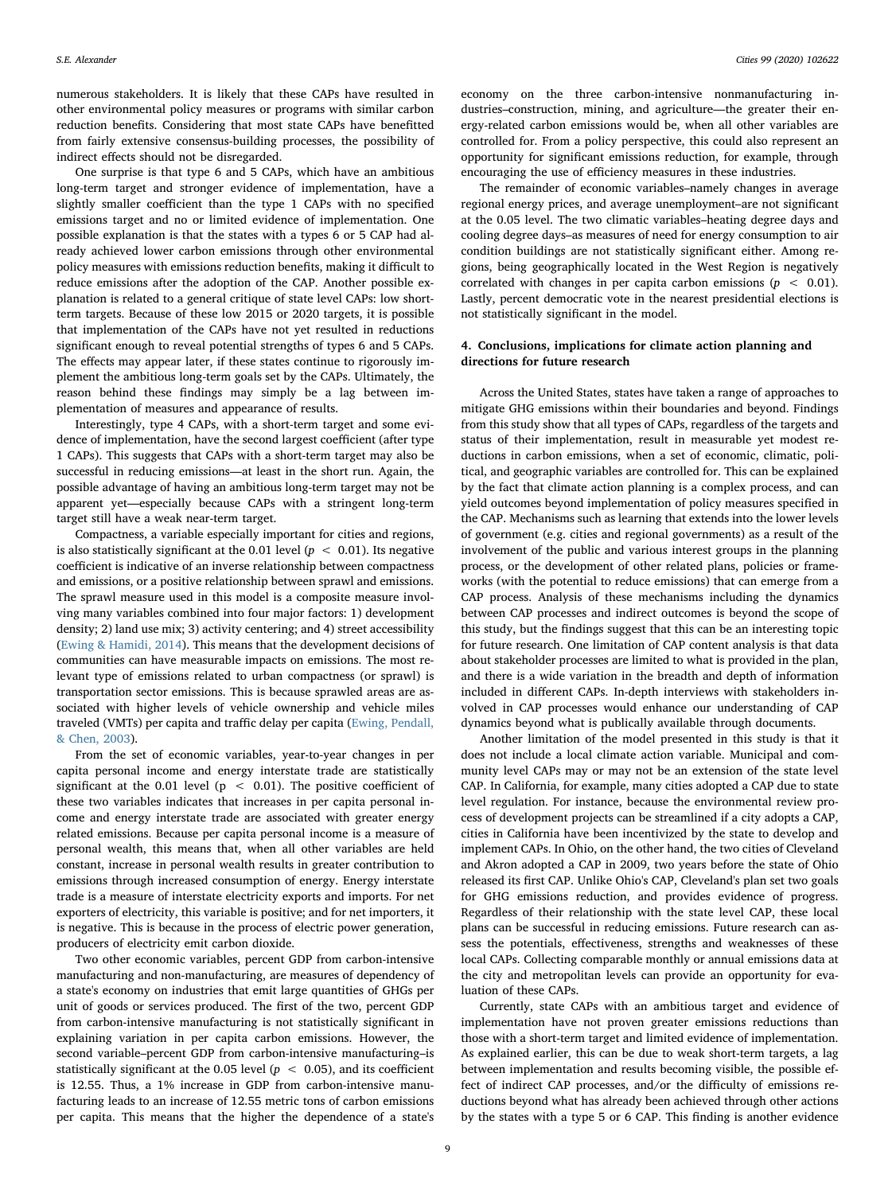numerous stakeholders. It is likely that these CAPs have resulted in other environmental policy measures or programs with similar carbon reduction benefits. Considering that most state CAPs have benefitted from fairly extensive consensus-building processes, the possibility of indirect effects should not be disregarded.

One surprise is that type 6 and 5 CAPs, which have an ambitious long-term target and stronger evidence of implementation, have a slightly smaller coefficient than the type 1 CAPs with no specified emissions target and no or limited evidence of implementation. One possible explanation is that the states with a types 6 or 5 CAP had already achieved lower carbon emissions through other environmental policy measures with emissions reduction benefits, making it difficult to reduce emissions after the adoption of the CAP. Another possible explanation is related to a general critique of state level CAPs: low short-term targets. Because of these low 2015 or 2020 targets, it is possible that implementation of the CAPs have not yet resulted in reductions significant enough to reveal potential strengths of types 6 and 5 CAPs. The effects may appear later, if these states continue to rigorously implement the ambitious long-term goals set by the CAPs. Ultimately, the reason behind these findings may simply be a lag between implementation of measures and appearance of results.

Interestingly, type 4 CAPs, with a short-term target and some evidence of implementation, have the second largest coefficient (after type 1 CAPs). This suggests that CAPs with a short-term target may also be successful in reducing emissions—at least in the short run. Again, the possible advantage of having an ambitious long-term target may not be apparent yet—especially because CAPs with a stringent long-term target still have a weak near-term target.

Compactness, a variable especially important for cities and regions, is also statistically significant at the 0.01 level ($p < 0.01$). Its negative coefficient is indicative of an inverse relationship between compactness and emissions, or a positive relationship between sprawl and emissions. The sprawl measure used in this model is a composite measure involving many variables combined into four major factors: 1) development density; 2) land use mix; 3) activity centering; and 4) street accessibility (Ewing & Hamidi, 2014). This means that the development decisions of communities can have measurable impacts on emissions. The most relevant type of emissions related to urban compactness (or sprawl) is transportation sector emissions. This is because sprawled areas are associated with higher levels of vehicle ownership and vehicle miles traveled (VMTs) per capita and traffic delay per capita (Ewing, Pendall, & Chen, 2003).

From the set of economic variables, year-to-year changes in per capita personal income and energy interstate trade are statistically significant at the 0.01 level ($p < 0.01$). The positive coefficient of these two variables indicates that increases in per capita personal income and energy interstate trade are associated with greater energy related emissions. Because per capita personal income is a measure of personal wealth, this means that, when all other variables are held constant, increase in personal wealth results in greater contribution to emissions through increased consumption of energy. Energy interstate trade is a measure of interstate electricity exports and imports. For net exporters of electricity, this variable is positive; and for net importers, it is negative. This is because in the process of electric power generation, producers of electricity emit carbon dioxide.

Two other economic variables, percent GDP from carbon-intensive manufacturing and non-manufacturing, are measures of dependency of a state's economy on industries that emit large quantities of GHGs per unit of goods or services produced. The first of the two, percent GDP from carbon-intensive manufacturing is not statistically significant in explaining variation in per capita carbon emissions. However, the second variable–percent GDP from carbon-intensive manufacturing–is statistically significant at the 0.05 level ($p < 0.05$), and its coefficient is 12.55. Thus, a 1% increase in GDP from carbon-intensive manufacturing leads to an increase of 12.55 metric tons of carbon emissions per capita. This means that the higher the dependence of a state's economy on the three carbon-intensive nonmanufacturing industries–construction, mining, and agriculture—the greater their energy-related carbon emissions would be, when all other variables are controlled for. From a policy perspective, this could also represent an opportunity for significant emissions reduction, for example, through encouraging the use of efficiency measures in these industries.

The remainder of economic variables–namely changes in average regional energy prices, and average unemployment–are not significant at the 0.05 level. The two climatic variables–heating degree days and cooling degree days–as measures of need for energy consumption to air condition buildings are not statistically significant either. Among regions, being geographically located in the West Region is negatively correlated with changes in per capita carbon emissions ($p < 0.01$). Lastly, percent democratic vote in the nearest presidential elections is not statistically significant in the model.

## 4. Conclusions, implications for climate action planning and directions for future research

Across the United States, states have taken a range of approaches to mitigate GHG emissions within their boundaries and beyond. Findings from this study show that all types of CAPs, regardless of the targets and status of their implementation, result in measurable yet modest reductions in carbon emissions, when a set of economic, climatic, political, and geographic variables are controlled for. This can be explained by the fact that climate action planning is a complex process, and can yield outcomes beyond implementation of policy measures specified in the CAP. Mechanisms such as learning that extends into the lower levels of government (e.g. cities and regional governments) as a result of the involvement of the public and various interest groups in the planning process, or the development of other related plans, policies or frameworks (with the potential to reduce emissions) that can emerge from a CAP process. Analysis of these mechanisms including the dynamics between CAP processes and indirect outcomes is beyond the scope of this study, but the findings suggest that this can be an interesting topic for future research. One limitation of CAP content analysis is that data about stakeholder processes are limited to what is provided in the plan, and there is a wide variation in the breadth and depth of information included in different CAPs. In-depth interviews with stakeholders involved in CAP processes would enhance our understanding of CAP dynamics beyond what is publically available through documents.

Another limitation of the model presented in this study is that it does not include a local climate action variable. Municipal and community level CAPs may or may not be an extension of the state level CAP. In California, for example, many cities adopted a CAP due to state level regulation. For instance, because the environmental review process of development projects can be streamlined if a city adopts a CAP, cities in California have been incentivized by the state to develop and implement CAPs. In Ohio, on the other hand, the two cities of Cleveland and Akron adopted a CAP in 2009, two years before the state of Ohio released its first CAP. Unlike Ohio's CAP, Cleveland's plan set two goals for GHG emissions reduction, and provides evidence of progress. Regardless of their relationship with the state level CAP, these local plans can be successful in reducing emissions. Future research can assess the potentials, effectiveness, strengths and weaknesses of these local CAPs. Collecting comparable monthly or annual emissions data at the city and metropolitan levels can provide an opportunity for evaluation of these CAPs.

Currently, state CAPs with an ambitious target and evidence of implementation have not proven greater emissions reductions than those with a short-term target and limited evidence of implementation. As explained earlier, this can be due to weak short-term targets, a lag between implementation and results becoming visible, the possible effect of indirect CAP processes, and/or the difficulty of emissions reductions beyond what has already been achieved through other actions by the states with a type 5 or 6 CAP. This finding is another evidence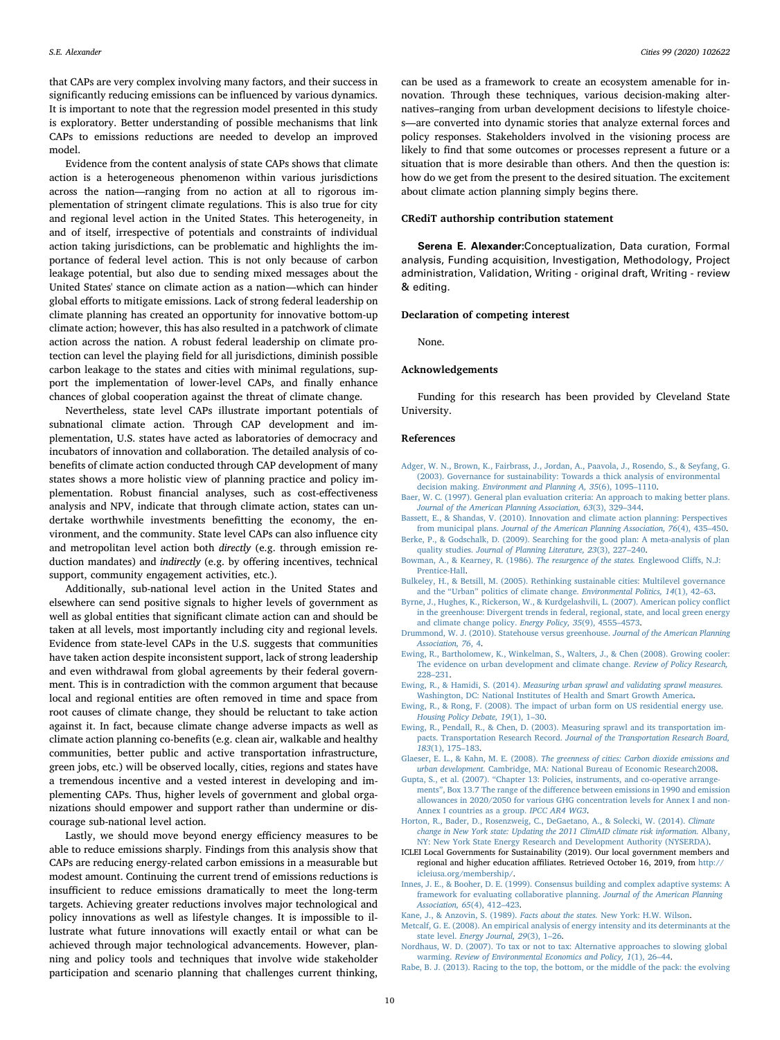that CAPs are very complex involving many factors, and their success in significantly reducing emissions can be influenced by various dynamics. It is important to note that the regression model presented in this study is exploratory. Better understanding of possible mechanisms that link CAPs to emissions reductions are needed to develop an improved model.

Evidence from the content analysis of state CAPs shows that climate action is a heterogeneous phenomenon within various jurisdictions across the nation—ranging from no action at all to rigorous implementation of stringent climate regulations. This is also true for city and regional level action in the United States. This heterogeneity, in and of itself, irrespective of potentials and constraints of individual action taking jurisdictions, can be problematic and highlights the importance of federal level action. This is not only because of carbon leakage potential, but also due to sending mixed messages about the United States' stance on climate action as a nation—which can hinder global efforts to mitigate emissions. Lack of strong federal leadership on climate planning has created an opportunity for innovative bottom-up climate action; however, this has also resulted in a patchwork of climate action across the nation. A robust federal leadership on climate protection can level the playing field for all jurisdictions, diminish possible carbon leakage to the states and cities with minimal regulations, support the implementation of lower-level CAPs, and finally enhance chances of global cooperation against the threat of climate change.

Nevertheless, state level CAPs illustrate important potentials of subnational climate action. Through CAP development and implementation, U.S. states have acted as laboratories of democracy and incubators of innovation and collaboration. The detailed analysis of co-benefits of climate action conducted through CAP development of many states shows a more holistic view of planning practice and policy implementation. Robust financial analyses, such as cost-effectiveness analysis and NPV, indicate that through climate action, states can undertake worthwhile investments benefitting the economy, the environment, and the community. State level CAPs can also influence city and metropolitan level action both *directly* (e.g. through emission reduction mandates) and *indirectly* (e.g. by offering incentives, technical support, community engagement activities, etc.).

Additionally, sub-national level action in the United States and elsewhere can send positive signals to higher levels of government as well as global entities that significant climate action can and should be taken at all levels, most importantly including city and regional levels. Evidence from state-level CAPs in the U.S. suggests that communities have taken action despite inconsistent support, lack of strong leadership and even withdrawal from global agreements by their federal government. This is in contradiction with the common argument that because local and regional entities are often removed in time and space from root causes of climate change, they should be reluctant to take action against it. In fact, because climate change adverse impacts as well as climate action planning co-benefits (e.g. clean air, walkable and healthy communities, better public and active transportation infrastructure, green jobs, etc.) will be observed locally, cities, regions and states have a tremendous incentive and a vested interest in developing and implementing CAPs. Thus, higher levels of government and global organizations should empower and support rather than undermine or discourage sub-national level action.

Lastly, we should move beyond energy efficiency measures to be able to reduce emissions sharply. Findings from this analysis show that CAPs are reducing energy-related carbon emissions in a measurable but modest amount. Continuing the current trend of emissions reductions is insufficient to reduce emissions dramatically to meet the long-term targets. Achieving greater reductions involves major technological and policy innovations as well as lifestyle changes. It is impossible to illustrate what future innovations will exactly entail or what can be achieved through major technological advancements. However, planning and policy tools and techniques that involve wide stakeholder participation and scenario planning that challenges current thinking, can be used as a framework to create an ecosystem amenable for innovation. Through these techniques, various decision-making alternatives–ranging from urban development decisions to lifestyle choices—are converted into dynamic stories that analyze external forces and policy responses. Stakeholders involved in the visioning process are likely to find that some outcomes or processes represent a future or a situation that is more desirable than others. And then the question is: how do we get from the present to the desired situation. The excitement about climate action planning simply begins there.

## CRediT authorship contribution statement

**Serena E. Alexander:**Conceptualization, Data curation, Formal analysis, Funding acquisition, Investigation, Methodology, Project administration, Validation, Writing - original draft, Writing - review & editing.

## Declaration of competing interest

None.

## Acknowledgements

Funding for this research has been provided by Cleveland State University.

## References

Adger, W. N., Brown, K., Fairbrass, J., Jordan, A., Paavola, J., Rosendo, S., & Seyfang, G. (2003). Governance for sustainability: Towards a thick analysis of environmental decision making. *Environment and Planning A, 35*(6), 1095–1110.

Baer, W. C. (1997). General plan evaluation criteria: An approach to making better plans. *Journal of the American Planning Association, 63*(3), 329–344.

Bassett, E., & Shandas, V. (2010). Innovation and climate action planning: Perspectives from municipal plans. *Journal of the American Planning Association, 76*(4), 435–450.

Berke, P., & Godschalk, D. (2009). Searching for the good plan: A meta-analysis of plan quality studies. *Journal of Planning Literature, 23*(3), 227–240.

Bowman, A., & Kearney, R. (1986). *The resurgence of the states.* Englewood Cliffs, N.J: Prentice-Hall.

Bulkeley, H., & Betsill, M. (2005). Rethinking sustainable cities: Multilevel governance and the "Urban" politics of climate change. *Environmental Politics, 14*(1), 42–63.

Byrne, J., Hughes, K., Rickerson, W., & Kurdgelashvili, L. (2007). American policy conflict in the greenhouse: Divergent trends in federal, regional, state, and local green energy and climate change policy. *Energy Policy, 35*(9), 4555–4573.

Drummond, W. J. (2010). Statehouse versus greenhouse. *Journal of the American Planning Association, 76*, 4.

Ewing, R., Bartholomew, K., Winkelman, S., Walters, J., & Chen (2008). Growing cooler: The evidence on urban development and climate change. *Review of Policy Research,* 228–231.

Ewing, R., & Hamidi, S. (2014). *Measuring urban sprawl and validating sprawl measures.* Washington, DC: National Institutes of Health and Smart Growth America.

Ewing, R., & Rong, F. (2008). The impact of urban form on US residential energy use. *Housing Policy Debate, 19*(1), 1–30.

Ewing, R., Pendall, R., & Chen, D. (2003). Measuring sprawl and its transportation impacts. Transportation Research Record. *Journal of the Transportation Research Board, 183*(1), 175–183.

Glaeser, E. L., & Kahn, M. E. (2008). *The greenness of cities: Carbon dioxide emissions and urban development.* Cambridge, MA: National Bureau of Economic Research2008.

Gupta, S., et al. (2007). "Chapter 13: Policies, instruments, and co-operative arrangements", Box 13.7 The range of the difference between emissions in 1990 and emission allowances in 2020/2050 for various GHG concentration levels for Annex I and non-Annex I countries as a group. *IPCC AR4 WG3*.

Horton, R., Bader, D., Rosenzweig, C., DeGaetano, A., & Solecki, W. (2014). *Climate change in New York state: Updating the 2011 ClimAID climate risk information.* Albany, NY: New York State Energy Research and Development Authority (NYSERDA).

ICLEI Local Governments for Sustainability (2019). Our local government members and regional and higher education affiliates. Retrieved October 16, 2019, from http://icleiusa.org/membership/.

Innes, J. E., & Booher, D. E. (1999). Consensus building and complex adaptive systems: A framework for evaluating collaborative planning. *Journal of the American Planning Association, 65*(4), 412–423.

Kane, J., & Anzovin, S. (1989). *Facts about the states.* New York: H.W. Wilson.

Metcalf, G. E. (2008). An empirical analysis of energy intensity and its determinants at the state level. *Energy Journal, 29*(3), 1–26.

Nordhaus, W. D. (2007). To tax or not to tax: Alternative approaches to slowing global warming. *Review of Environmental Economics and Policy, 1*(1), 26–44.

Rabe, B. J. (2013). Racing to the top, the bottom, or the middle of the pack: the evolving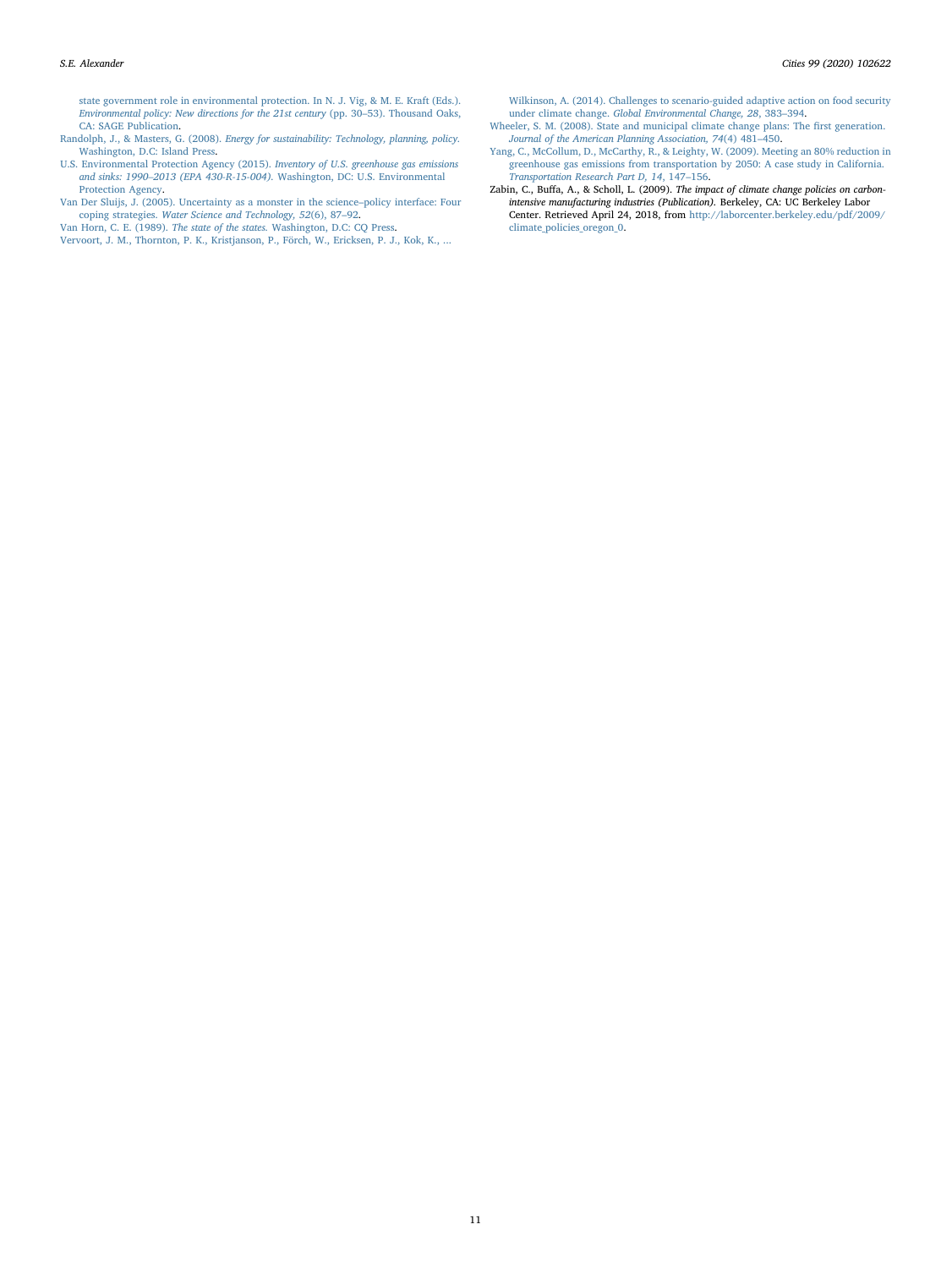state government role in environmental protection. In N. J. Vig, & M. E. Kraft (Eds.). *Environmental policy: New directions for the 21st century* (pp. 30–53). Thousand Oaks, CA: SAGE Publication.

Randolph, J., & Masters, G. (2008). *Energy for sustainability: Technology, planning, policy.* Washington, D.C: Island Press.

U.S. Environmental Protection Agency (2015). *Inventory of U.S. greenhouse gas emissions and sinks: 1990–2013 (EPA 430-R-15-004).* Washington, DC: U.S. Environmental Protection Agency.

Van Der Sluijs, J. (2005). Uncertainty as a monster in the science–policy interface: Four coping strategies. *Water Science and Technology, 52*(6), 87–92.

Van Horn, C. E. (1989). *The state of the states.* Washington, D.C: CQ Press.

Vervoort, J. M., Thornton, P. K., Kristjanson, P., Förch, W., Ericksen, P. J., Kok, K., ... Wilkinson, A. (2014). Challenges to scenario-guided adaptive action on food security under climate change. *Global Environmental Change, 28*, 383–394.

Wheeler, S. M. (2008). State and municipal climate change plans: The first generation. *Journal of the American Planning Association, 74*(4) 481–450.

Yang, C., McCollum, D., McCarthy, R., & Leighty, W. (2009). Meeting an 80% reduction in greenhouse gas emissions from transportation by 2050: A case study in California. *Transportation Research Part D, 14*, 147–156.

Zabin, C., Buffa, A., & Scholl, L. (2009). *The impact of climate change policies on carbon-intensive manufacturing industries (Publication).* Berkeley, CA: UC Berkeley Labor Center. Retrieved April 24, 2018, from http://laborcenter.berkeley.edu/pdf/2009/climate_policies_oregon_0.